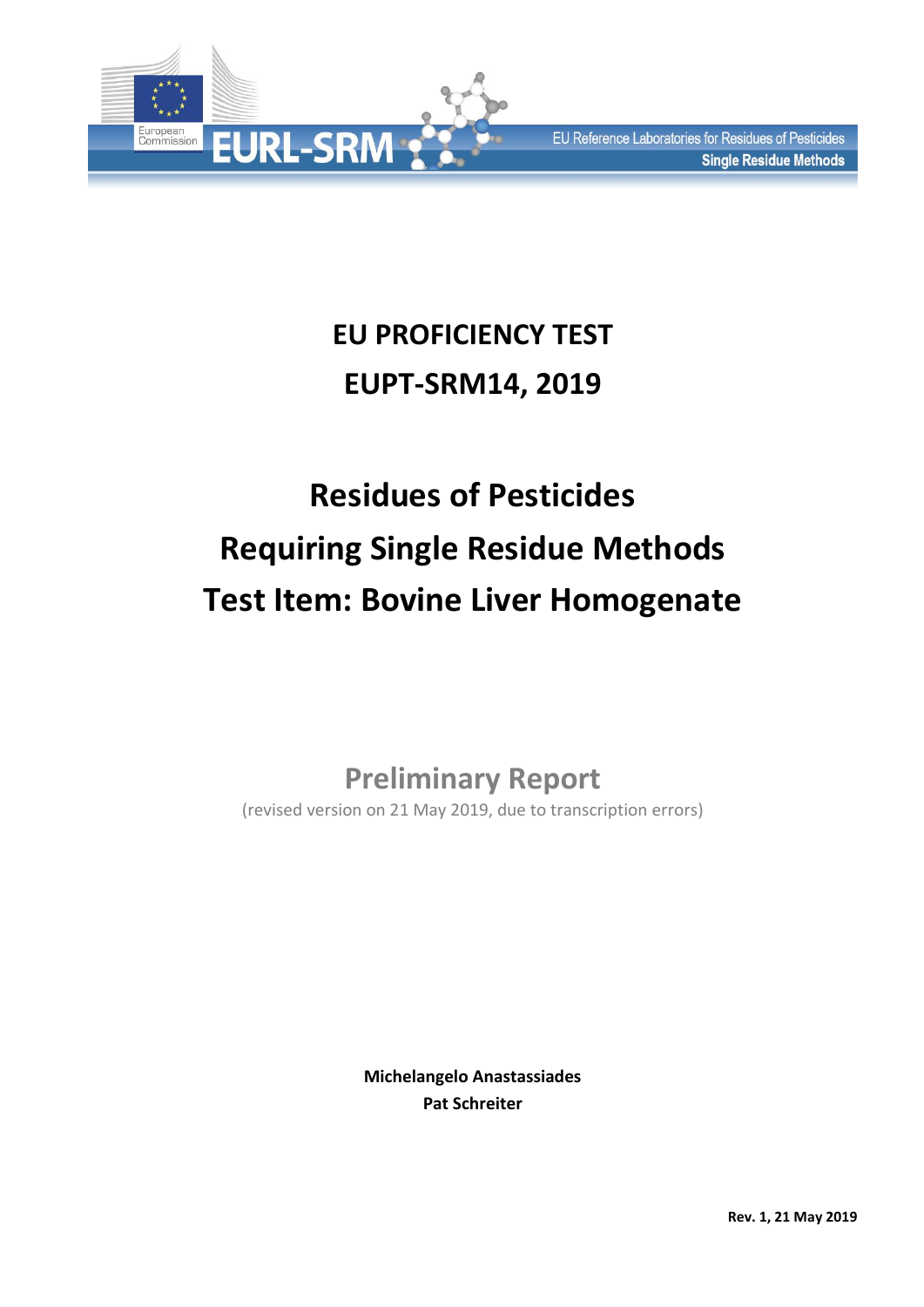EU Reference Laboratories for Residues of Pesticides
Single Residue Methods

# EU PROFICIENCY TEST
# EUPT-SRM14, 2019

# Residues of Pesticides Requiring Single Residue Methods Test Item: Bovine Liver Homogenate

## Preliminary Report

(revised version on 21 May 2019, due to transcription errors)

**Michelangelo Anastassiades**
**Pat Schreiter**

**Rev. 1, 21 May 2019**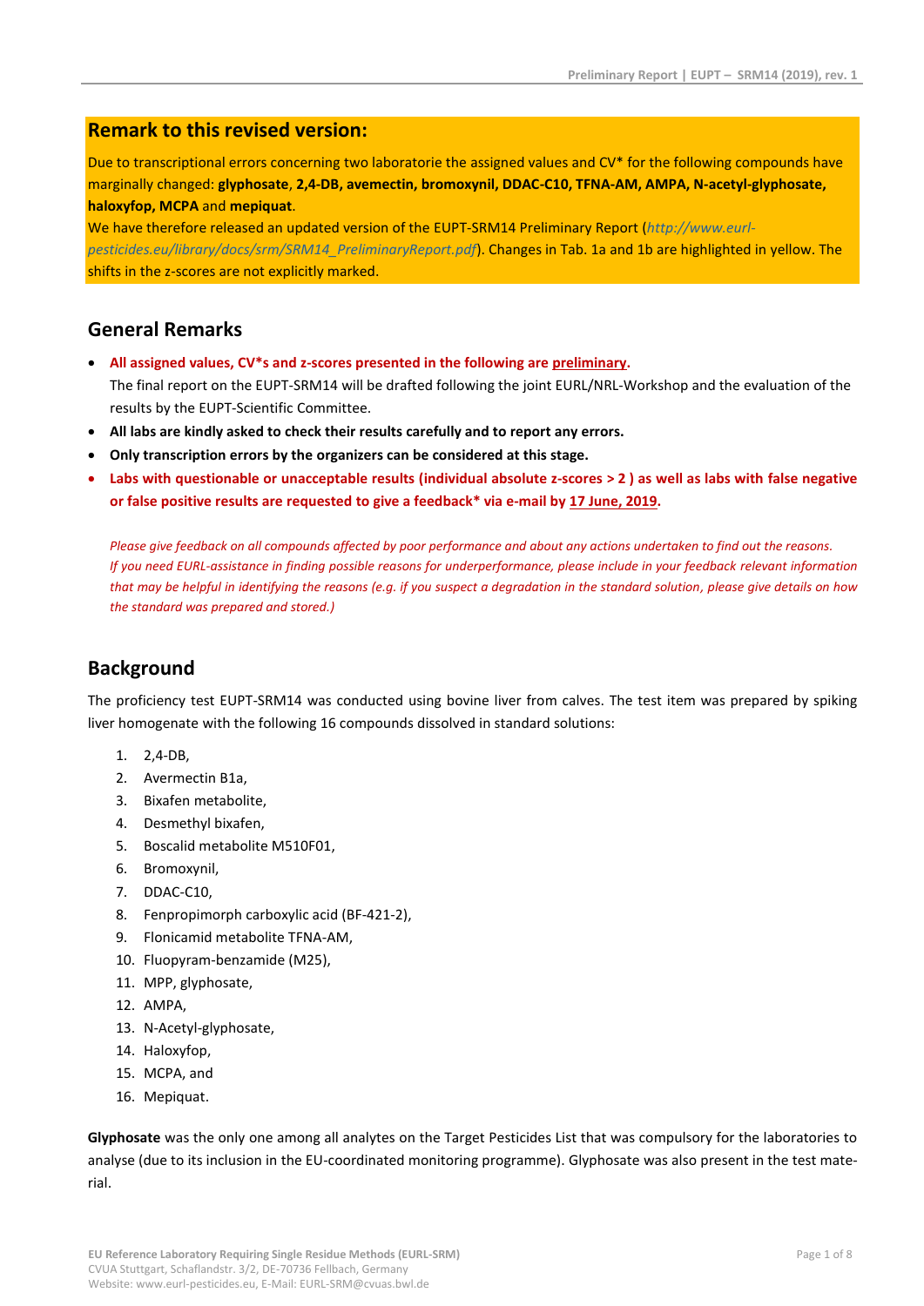## Remark to this revised version:

Due to transcriptional errors concerning two laboratorie the assigned values and CV* for the following compounds have marginally changed: **glyphosate**, **2,4-DB, avemectin, bromoxynil, DDAC-C10, TFNA-AM, AMPA, N-acetyl-glyphosate, haloxyfop, MCPA** and **mepiquat**.

We have therefore released an updated version of the EUPT-SRM14 Preliminary Report (*http://www.eurl-pesticides.eu/library/docs/srm/SRM14_PreliminaryReport.pdf*). Changes in Tab. 1a and 1b are highlighted in yellow. The shifts in the z-scores are not explicitly marked.

## General Remarks

- **All assigned values, CV*s and z-scores presented in the following are preliminary.** The final report on the EUPT-SRM14 will be drafted following the joint EURL/NRL-Workshop and the evaluation of the results by the EUPT-Scientific Committee.
- **All labs are kindly asked to check their results carefully and to report any errors.**
- **Only transcription errors by the organizers can be considered at this stage.**
- **Labs with questionable or unacceptable results (individual absolute z-scores > 2 ) as well as labs with false negative or false positive results are requested to give a feedback* via e-mail by 17 June, 2019.**

*Please give feedback on all compounds affected by poor performance and about any actions undertaken to find out the reasons. If you need EURL-assistance in finding possible reasons for underperformance, please include in your feedback relevant information that may be helpful in identifying the reasons (e.g. if you suspect a degradation in the standard solution, please give details on how the standard was prepared and stored.)*

## Background

The proficiency test EUPT-SRM14 was conducted using bovine liver from calves. The test item was prepared by spiking liver homogenate with the following 16 compounds dissolved in standard solutions:

1. 2,4-DB,
2. Avermectin B1a,
3. Bixafen metabolite,
4. Desmethyl bixafen,
5. Boscalid metabolite M510F01,
6. Bromoxynil,
7. DDAC-C10,
8. Fenpropimorph carboxylic acid (BF-421-2),
9. Flonicamid metabolite TFNA-AM,
10. Fluopyram-benzamide (M25),
11. MPP, glyphosate,
12. AMPA,
13. N-Acetyl-glyphosate,
14. Haloxyfop,
15. MCPA, and
16. Mepiquat.

**Glyphosate** was the only one among all analytes on the Target Pesticides List that was compulsory for the laboratories to analyse (due to its inclusion in the EU-coordinated monitoring programme). Glyphosate was also present in the test material.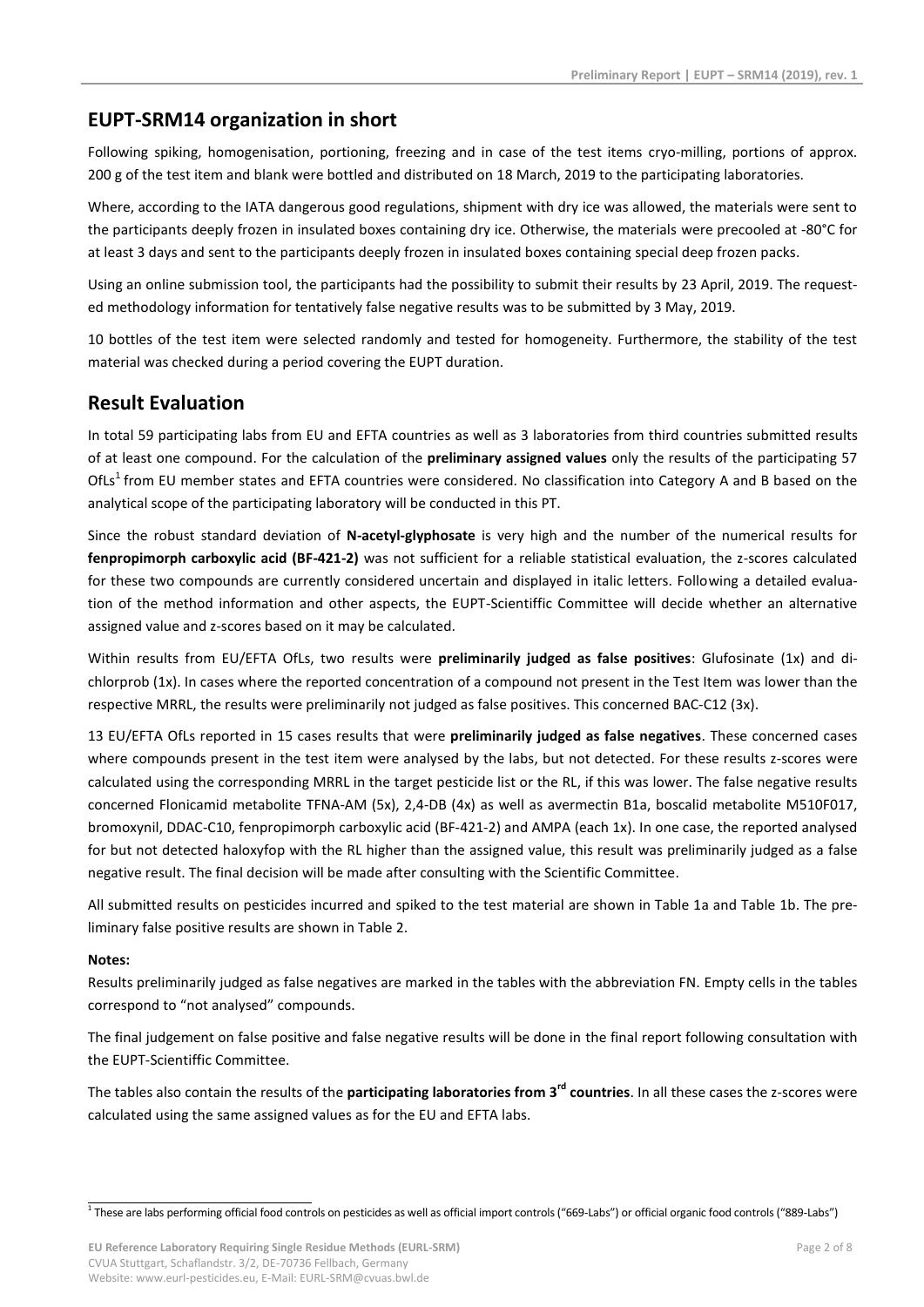## EUPT-SRM14 organization in short

Following spiking, homogenisation, portioning, freezing and in case of the test items cryo-milling, portions of approx. 200 g of the test item and blank were bottled and distributed on 18 March, 2019 to the participating laboratories.

Where, according to the IATA dangerous good regulations, shipment with dry ice was allowed, the materials were sent to the participants deeply frozen in insulated boxes containing dry ice. Otherwise, the materials were precooled at -80°C for at least 3 days and sent to the participants deeply frozen in insulated boxes containing special deep frozen packs.

Using an online submission tool, the participants had the possibility to submit their results by 23 April, 2019. The requested methodology information for tentatively false negative results was to be submitted by 3 May, 2019.

10 bottles of the test item were selected randomly and tested for homogeneity. Furthermore, the stability of the test material was checked during a period covering the EUPT duration.

## Result Evaluation

In total 59 participating labs from EU and EFTA countries as well as 3 laboratories from third countries submitted results of at least one compound. For the calculation of the **preliminary assigned values** only the results of the participating 57 OfLs[1] from EU member states and EFTA countries were considered. No classification into Category A and B based on the analytical scope of the participating laboratory will be conducted in this PT.

Since the robust standard deviation of **N-acetyl-glyphosate** is very high and the number of the numerical results for **fenpropimorph carboxylic acid (BF-421-2)** was not sufficient for a reliable statistical evaluation, the z-scores calculated for these two compounds are currently considered uncertain and displayed in italic letters. Following a detailed evaluation of the method information and other aspects, the EUPT-Scientiffic Committee will decide whether an alternative assigned value and z-scores based on it may be calculated.

Within results from EU/EFTA OfLs, two results were **preliminarily judged as false positives**: Glufosinate (1x) and dichlorprob (1x). In cases where the reported concentration of a compound not present in the Test Item was lower than the respective MRRL, the results were preliminarily not judged as false positives. This concerned BAC-C12 (3x).

13 EU/EFTA OfLs reported in 15 cases results that were **preliminarily judged as false negatives**. These concerned cases where compounds present in the test item were analysed by the labs, but not detected. For these results z-scores were calculated using the corresponding MRRL in the target pesticide list or the RL, if this was lower. The false negative results concerned Flonicamid metabolite TFNA-AM (5x), 2,4-DB (4x) as well as avermectin B1a, boscalid metabolite M510F017, bromoxynil, DDAC-C10, fenpropimorph carboxylic acid (BF-421-2) and AMPA (each 1x). In one case, the reported analysed for but not detected haloxyfop with the RL higher than the assigned value, this result was preliminarily judged as a false negative result. The final decision will be made after consulting with the Scientific Committee.

All submitted results on pesticides incurred and spiked to the test material are shown in Table 1a and Table 1b. The preliminary false positive results are shown in Table 2.

**Notes:**

Results preliminarily judged as false negatives are marked in the tables with the abbreviation FN. Empty cells in the tables correspond to "not analysed" compounds.

The final judgement on false positive and false negative results will be done in the final report following consultation with the EUPT-Scientiffic Committee.

The tables also contain the results of the **participating laboratories from 3rd countries**. In all these cases the z-scores were calculated using the same assigned values as for the EU and EFTA labs.

[1] These are labs performing official food controls on pesticides as well as official import controls ("669-Labs") or official organic food controls ("889-Labs")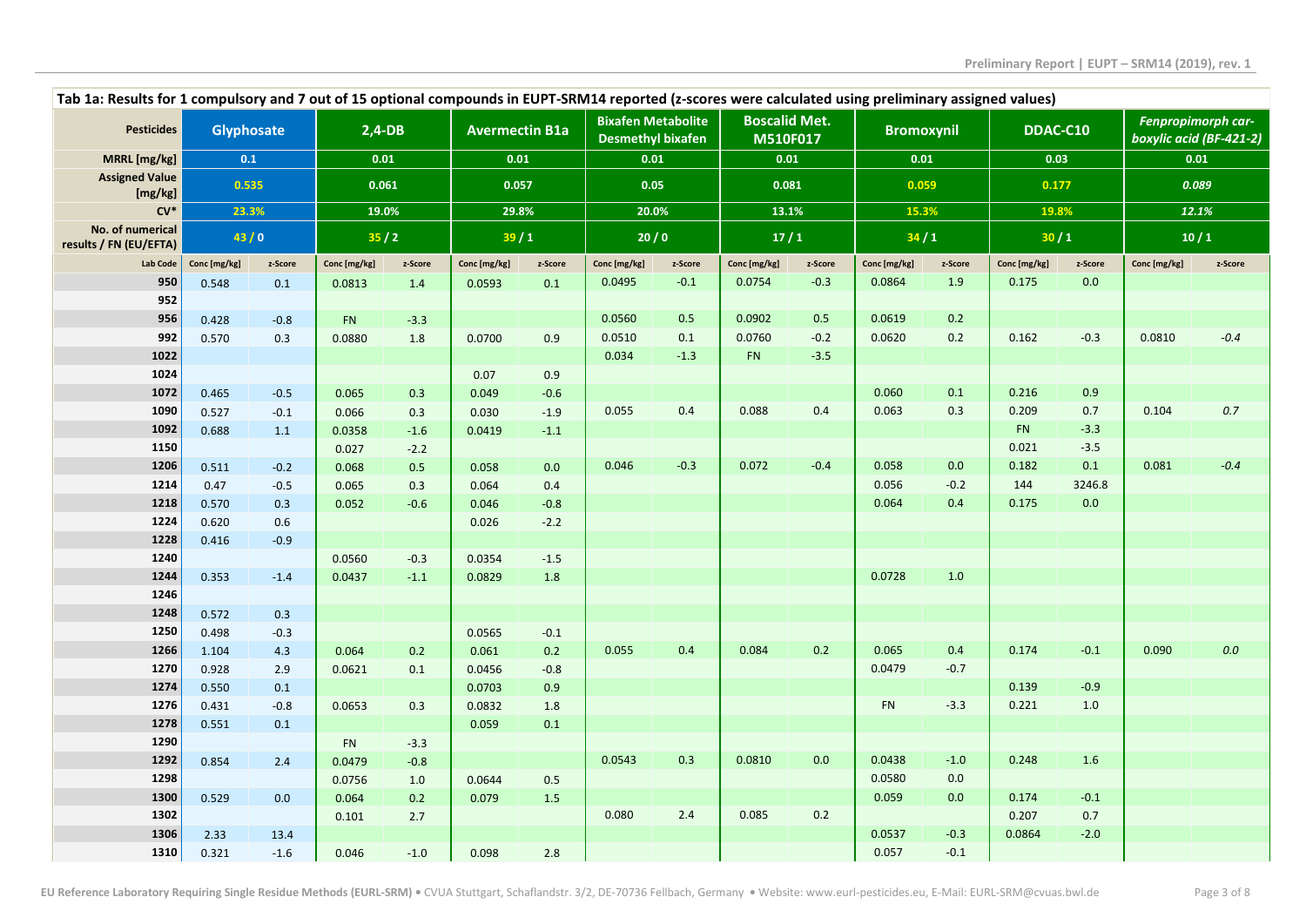**Tab 1a: Results for 1 compulsory and 7 out of 15 optional compounds in EUPT-SRM14 reported (z-scores were calculated using preliminary assigned values)**

| Pesticides | Glyphosate | | 2,4-DB | | Avermectin B1a | | Bixafen Metabolite Desmethyl bixafen | | Boscalid Met. M510F017 | | Bromoxynil | | DDAC-C10 | | *Fenpropimorph carboxylic acid (BF-421-2)* | |
|---|---|---|---|---|---|---|---|---|---|---|---|---|---|---|---|---|
| MRRL [mg/kg] | 0.1 | | 0.01 | | 0.01 | | 0.01 | | 0.01 | | 0.01 | | 0.03 | | 0.01 | |
| Assigned Value [mg/kg] | 0.535 | | 0.061 | | 0.057 | | 0.05 | | 0.081 | | 0.059 | | 0.177 | | *0.089* | |
| CV* | 23.3% | | 19.0% | | 29.8% | | 20.0% | | 13.1% | | 15.3% | | 19.8% | | *12.1%* | |
| No. of numerical results / FN (EU/EFTA) | 43 / 0 | | 35 / 2 | | 39 / 1 | | 20 / 0 | | 17 / 1 | | 34 / 1 | | 30 / 1 | | 10 / 1 | |
| Lab Code | Conc [mg/kg] | z-Score | Conc [mg/kg] | z-Score | Conc [mg/kg] | z-Score | Conc [mg/kg] | z-Score | Conc [mg/kg] | z-Score | Conc [mg/kg] | z-Score | Conc [mg/kg] | z-Score | Conc [mg/kg] | z-Score |
| 950 | 0.548 | 0.1 | 0.0813 | 1.4 | 0.0593 | 0.1 | 0.0495 | -0.1 | 0.0754 | -0.3 | 0.0864 | 1.9 | 0.175 | 0.0 | | |
| 952 | | | | | | | | | | | | | | | | |
| 956 | 0.428 | -0.8 | FN | -3.3 | | | 0.0560 | 0.5 | 0.0902 | 0.5 | 0.0619 | 0.2 | | | | |
| 992 | 0.570 | 0.3 | 0.0880 | 1.8 | 0.0700 | 0.9 | 0.0510 | 0.1 | 0.0760 | -0.2 | 0.0620 | 0.2 | 0.162 | -0.3 | 0.0810 | *-0.4* |
| 1022 | | | | | | | 0.034 | -1.3 | FN | -3.5 | | | | | | |
| 1024 | | | | | 0.07 | 0.9 | | | | | | | | | | |
| 1072 | 0.465 | -0.5 | 0.065 | 0.3 | 0.049 | -0.6 | | | | | 0.060 | 0.1 | 0.216 | 0.9 | | |
| 1090 | 0.527 | -0.1 | 0.066 | 0.3 | 0.030 | -1.9 | 0.055 | 0.4 | 0.088 | 0.4 | 0.063 | 0.3 | 0.209 | 0.7 | 0.104 | *0.7* |
| 1092 | 0.688 | 1.1 | 0.0358 | -1.6 | 0.0419 | -1.1 | | | | | | | FN | -3.3 | | |
| 1150 | | | 0.027 | -2.2 | | | | | | | | | 0.021 | -3.5 | | |
| 1206 | 0.511 | -0.2 | 0.068 | 0.5 | 0.058 | 0.0 | 0.046 | -0.3 | 0.072 | -0.4 | 0.058 | 0.0 | 0.182 | 0.1 | 0.081 | *-0.4* |
| 1214 | 0.47 | -0.5 | 0.065 | 0.3 | 0.064 | 0.4 | | | | | 0.056 | -0.2 | 144 | 3246.8 | | |
| 1218 | 0.570 | 0.3 | 0.052 | -0.6 | 0.046 | -0.8 | | | | | 0.064 | 0.4 | 0.175 | 0.0 | | |
| 1224 | 0.620 | 0.6 | | | 0.026 | -2.2 | | | | | | | | | | |
| 1228 | 0.416 | -0.9 | | | | | | | | | | | | | | |
| 1240 | | | 0.0560 | -0.3 | 0.0354 | -1.5 | | | | | | | | | | |
| 1244 | 0.353 | -1.4 | 0.0437 | -1.1 | 0.0829 | 1.8 | | | | | 0.0728 | 1.0 | | | | |
| 1246 | | | | | | | | | | | | | | | | |
| 1248 | 0.572 | 0.3 | | | | | | | | | | | | | | |
| 1250 | 0.498 | -0.3 | | | 0.0565 | -0.1 | | | | | | | | | | |
| 1266 | 1.104 | 4.3 | 0.064 | 0.2 | 0.061 | 0.2 | 0.055 | 0.4 | 0.084 | 0.2 | 0.065 | 0.4 | 0.174 | -0.1 | 0.090 | *0.0* |
| 1270 | 0.928 | 2.9 | 0.0621 | 0.1 | 0.0456 | -0.8 | | | | | 0.0479 | -0.7 | | | | |
| 1274 | 0.550 | 0.1 | | | 0.0703 | 0.9 | | | | | | | 0.139 | -0.9 | | |
| 1276 | 0.431 | -0.8 | 0.0653 | 0.3 | 0.0832 | 1.8 | | | | | FN | -3.3 | 0.221 | 1.0 | | |
| 1278 | 0.551 | 0.1 | | | 0.059 | 0.1 | | | | | | | | | | |
| 1290 | | | FN | -3.3 | | | | | | | | | | | | |
| 1292 | 0.854 | 2.4 | 0.0479 | -0.8 | | | 0.0543 | 0.3 | 0.0810 | 0.0 | 0.0438 | -1.0 | 0.248 | 1.6 | | |
| 1298 | | | 0.0756 | 1.0 | 0.0644 | 0.5 | | | | | 0.0580 | 0.0 | | | | |
| 1300 | 0.529 | 0.0 | 0.064 | 0.2 | 0.079 | 1.5 | | | | | 0.059 | 0.0 | 0.174 | -0.1 | | |
| 1302 | | | 0.101 | 2.7 | | | 0.080 | 2.4 | 0.085 | 0.2 | | | 0.207 | 0.7 | | |
| 1306 | 2.33 | 13.4 | | | | | | | | | 0.0537 | -0.3 | 0.0864 | -2.0 | | |
| 1310 | 0.321 | -1.6 | 0.046 | -1.0 | 0.098 | 2.8 | | | | | 0.057 | -0.1 | | | | |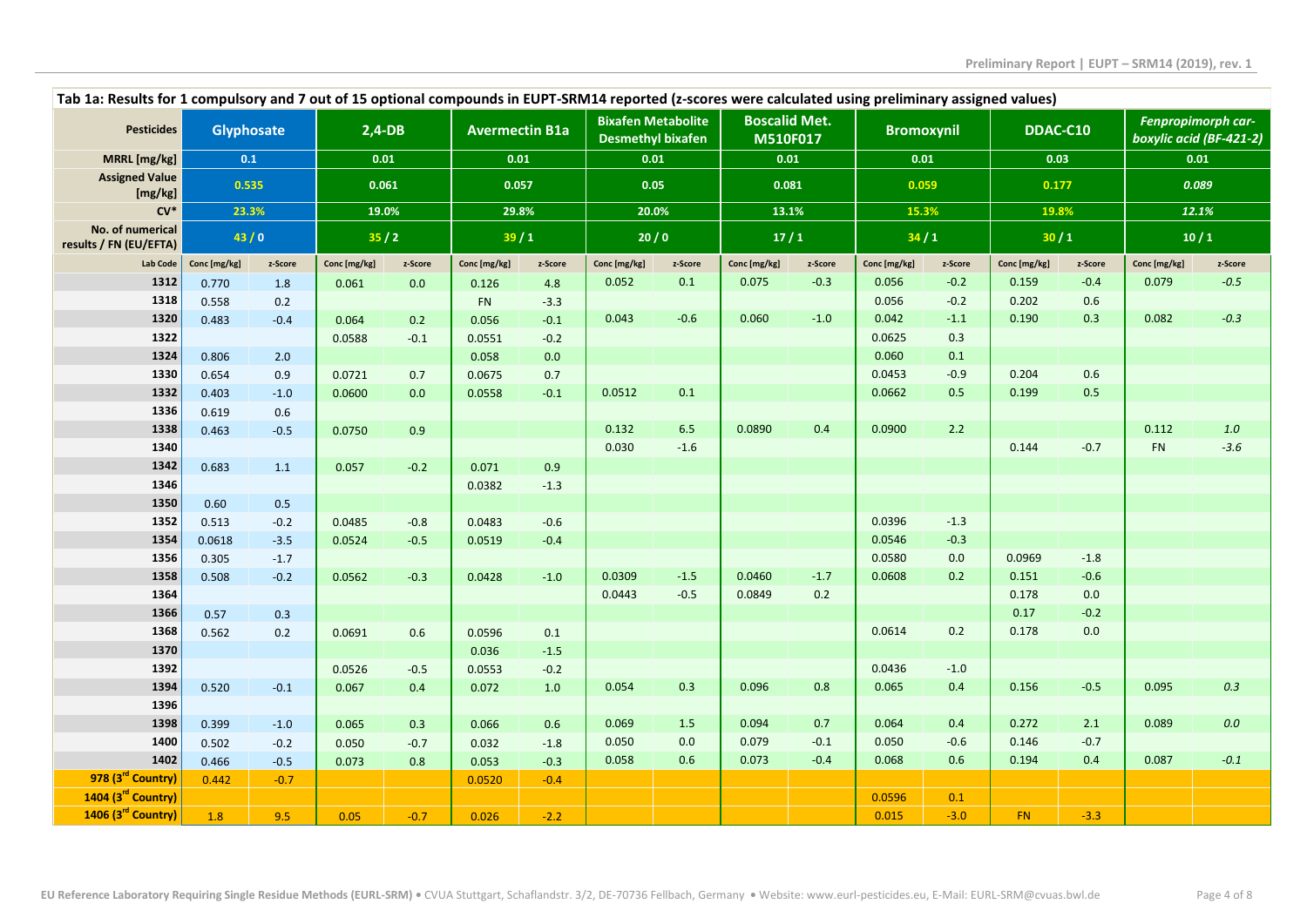**Tab 1a: Results for 1 compulsory and 7 out of 15 optional compounds in EUPT-SRM14 reported (z-scores were calculated using preliminary assigned values)**

| Pesticides | Glyphosate | | 2,4-DB | | Avermectin B1a | | Bixafen Metabolite Desmethyl bixafen | | Boscalid Met. M510F017 | | Bromoxynil | | DDAC-C10 | | *Fenpropimorph car-boxylic acid (BF-421-2)* | |
|---|---|---|---|---|---|---|---|---|---|---|---|---|---|---|---|---|
| MRRL [mg/kg] | 0.1 | | 0.01 | | 0.01 | | 0.01 | | 0.01 | | 0.01 | | 0.03 | | 0.01 | |
| Assigned Value [mg/kg] | 0.535 | | 0.061 | | 0.057 | | 0.05 | | 0.081 | | 0.059 | | 0.177 | | *0.089* | |
| CV* | 23.3% | | 19.0% | | 29.8% | | 20.0% | | 13.1% | | 15.3% | | 19.8% | | *12.1%* | |
| No. of numerical results / FN (EU/EFTA) | 43 / 0 | | 35 / 2 | | 39 / 1 | | 20 / 0 | | 17 / 1 | | 34 / 1 | | 30 / 1 | | 10 / 1 | |
| Lab Code | Conc [mg/kg] | z-Score | Conc [mg/kg] | z-Score | Conc [mg/kg] | z-Score | Conc [mg/kg] | z-Score | Conc [mg/kg] | z-Score | Conc [mg/kg] | z-Score | Conc [mg/kg] | z-Score | Conc [mg/kg] | z-Score |
| 1312 | 0.770 | 1.8 | 0.061 | 0.0 | 0.126 | 4.8 | 0.052 | 0.1 | 0.075 | -0.3 | 0.056 | -0.2 | 0.159 | -0.4 | 0.079 | *-0.5* |
| 1318 | 0.558 | 0.2 | | | FN | -3.3 | | | | | 0.056 | -0.2 | 0.202 | 0.6 | | |
| 1320 | 0.483 | -0.4 | 0.064 | 0.2 | 0.056 | -0.1 | 0.043 | -0.6 | 0.060 | -1.0 | 0.042 | -1.1 | 0.190 | 0.3 | 0.082 | *-0.3* |
| 1322 | | | 0.0588 | -0.1 | 0.0551 | -0.2 | | | | | 0.0625 | 0.3 | | | | |
| 1324 | 0.806 | 2.0 | | | 0.058 | 0.0 | | | | | 0.060 | 0.1 | | | | |
| 1330 | 0.654 | 0.9 | 0.0721 | 0.7 | 0.0675 | 0.7 | | | | | 0.0453 | -0.9 | 0.204 | 0.6 | | |
| 1332 | 0.403 | -1.0 | 0.0600 | 0.0 | 0.0558 | -0.1 | 0.0512 | 0.1 | | | 0.0662 | 0.5 | 0.199 | 0.5 | | |
| 1336 | 0.619 | 0.6 | | | | | | | | | | | | | | |
| 1338 | 0.463 | -0.5 | 0.0750 | 0.9 | | | 0.132 | 6.5 | 0.0890 | 0.4 | 0.0900 | 2.2 | | | 0.112 | *1.0* |
| 1340 | | | | | | | 0.030 | -1.6 | | | | | 0.144 | -0.7 | FN | *-3.6* |
| 1342 | 0.683 | 1.1 | 0.057 | -0.2 | 0.071 | 0.9 | | | | | | | | | | |
| 1346 | | | | | 0.0382 | -1.3 | | | | | | | | | | |
| 1350 | 0.60 | 0.5 | | | | | | | | | | | | | | |
| 1352 | 0.513 | -0.2 | 0.0485 | -0.8 | 0.0483 | -0.6 | | | | | 0.0396 | -1.3 | | | | |
| 1354 | 0.0618 | -3.5 | 0.0524 | -0.5 | 0.0519 | -0.4 | | | | | 0.0546 | -0.3 | | | | |
| 1356 | 0.305 | -1.7 | | | | | | | | | 0.0580 | 0.0 | 0.0969 | -1.8 | | |
| 1358 | 0.508 | -0.2 | 0.0562 | -0.3 | 0.0428 | -1.0 | 0.0309 | -1.5 | 0.0460 | -1.7 | 0.0608 | 0.2 | 0.151 | -0.6 | | |
| 1364 | | | | | | | 0.0443 | -0.5 | 0.0849 | 0.2 | | | 0.178 | 0.0 | | |
| 1366 | 0.57 | 0.3 | | | | | | | | | | | 0.17 | -0.2 | | |
| 1368 | 0.562 | 0.2 | 0.0691 | 0.6 | 0.0596 | 0.1 | | | | | 0.0614 | 0.2 | 0.178 | 0.0 | | |
| 1370 | | | | | 0.036 | -1.5 | | | | | | | | | | |
| 1392 | | | 0.0526 | -0.5 | 0.0553 | -0.2 | | | | | 0.0436 | -1.0 | | | | |
| 1394 | 0.520 | -0.1 | 0.067 | 0.4 | 0.072 | 1.0 | 0.054 | 0.3 | 0.096 | 0.8 | 0.065 | 0.4 | 0.156 | -0.5 | 0.095 | *0.3* |
| 1396 | | | | | | | | | | | | | | | | |
| 1398 | 0.399 | -1.0 | 0.065 | 0.3 | 0.066 | 0.6 | 0.069 | 1.5 | 0.094 | 0.7 | 0.064 | 0.4 | 0.272 | 2.1 | 0.089 | *0.0* |
| 1400 | 0.502 | -0.2 | 0.050 | -0.7 | 0.032 | -1.8 | 0.050 | 0.0 | 0.079 | -0.1 | 0.050 | -0.6 | 0.146 | -0.7 | | |
| 1402 | 0.466 | -0.5 | 0.073 | 0.8 | 0.053 | -0.3 | 0.058 | 0.6 | 0.073 | -0.4 | 0.068 | 0.6 | 0.194 | 0.4 | 0.087 | *-0.1* |
| 978 (3rd Country) | 0.442 | -0.7 | | | 0.0520 | -0.4 | | | | | | | | | | |
| 1404 (3rd Country) | | | | | | | | | | | 0.0596 | 0.1 | | | | |
| 1406 (3rd Country) | 1.8 | 9.5 | 0.05 | -0.7 | 0.026 | -2.2 | | | | | 0.015 | -3.0 | FN | -3.3 | | |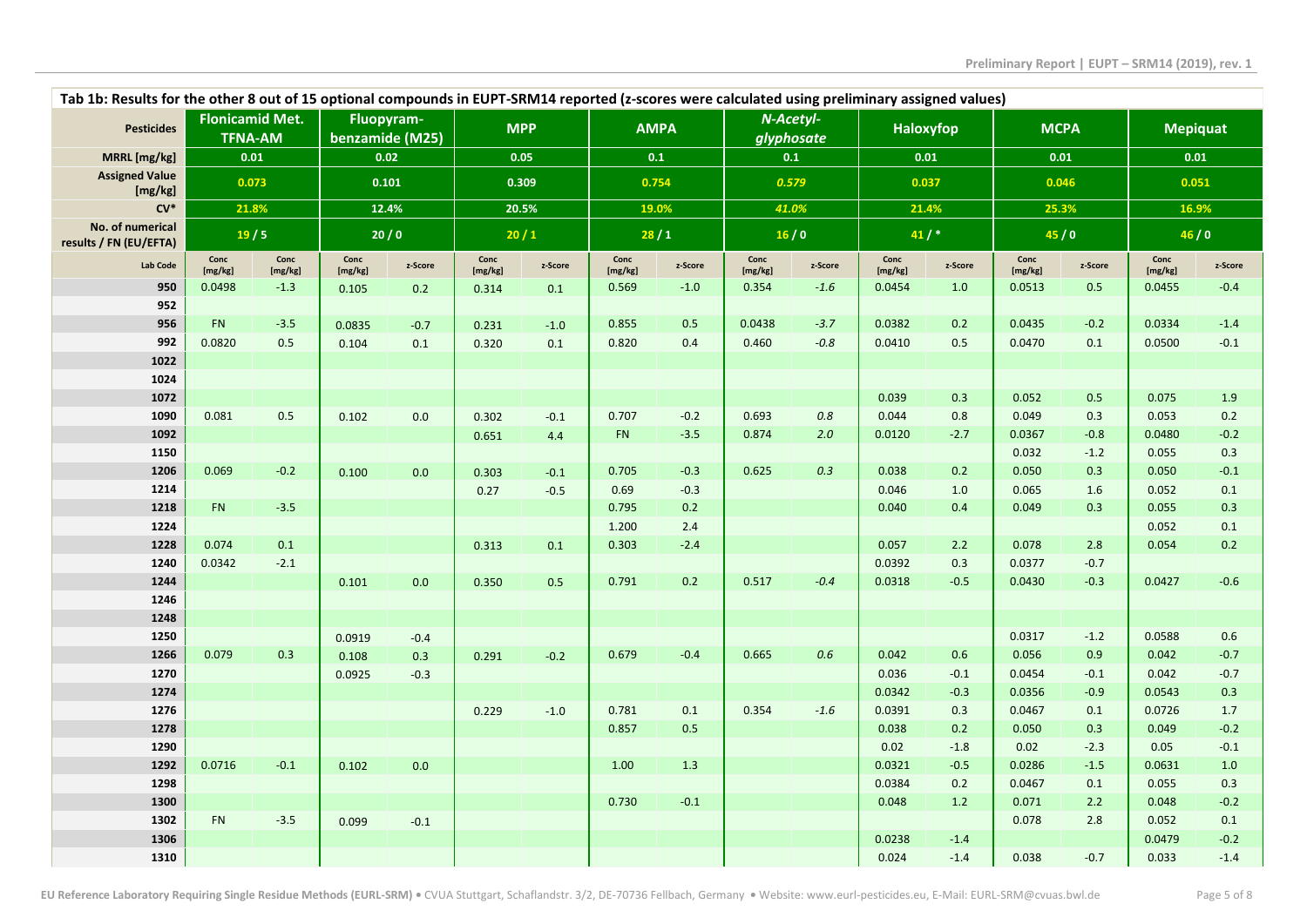| Tab 1b: Results for the other 8 out of 15 optional compounds in EUPT-SRM14 reported (z-scores were calculated using preliminary assigned values) | | | | | | | | | | | | | | | | |
|---|---|---|---|---|---|---|---|---|---|---|---|---|---|---|---|---|
| **Pesticides** | **Flonicamid Met. TFNA-AM** | | **Fluopyram-benzamide (M25)** | | **MPP** | | **AMPA** | | ***N-Acetyl-glyphosate*** | | **Haloxyfop** | | **MCPA** | | **Mepiquat** | |
| **MRRL [mg/kg]** | 0.01 | | 0.02 | | 0.05 | | 0.1 | | 0.1 | | 0.01 | | 0.01 | | 0.01 | |
| **Assigned Value [mg/kg]** | 0.073 | | 0.101 | | 0.309 | | 0.754 | | *0.579* | | 0.037 | | 0.046 | | 0.051 | |
| **CV*** | 21.8% | | 12.4% | | 20.5% | | 19.0% | | *41.0%* | | 21.4% | | 25.3% | | 16.9% | |
| **No. of numerical results / FN (EU/EFTA)** | 19 / 5 | | 20 / 0 | | 20 / 1 | | 28 / 1 | | 16 / 0 | | 41 / * | | 45 / 0 | | 46 / 0 | |
| **Lab Code** | Conc [mg/kg] | Conc [mg/kg] | Conc [mg/kg] | z-Score | Conc [mg/kg] | z-Score | Conc [mg/kg] | z-Score | Conc [mg/kg] | z-Score | Conc [mg/kg] | z-Score | Conc [mg/kg] | z-Score | Conc [mg/kg] | z-Score |
| 950 | 0.0498 | -1.3 | 0.105 | 0.2 | 0.314 | 0.1 | 0.569 | -1.0 | 0.354 | *-1.6* | 0.0454 | 1.0 | 0.0513 | 0.5 | 0.0455 | -0.4 |
| 952 | | | | | | | | | | | | | | | | |
| 956 | FN | -3.5 | 0.0835 | -0.7 | 0.231 | -1.0 | 0.855 | 0.5 | 0.0438 | *-3.7* | 0.0382 | 0.2 | 0.0435 | -0.2 | 0.0334 | -1.4 |
| 992 | 0.0820 | 0.5 | 0.104 | 0.1 | 0.320 | 0.1 | 0.820 | 0.4 | 0.460 | *-0.8* | 0.0410 | 0.5 | 0.0470 | 0.1 | 0.0500 | -0.1 |
| 1022 | | | | | | | | | | | | | | | | |
| 1024 | | | | | | | | | | | | | | | | |
| 1072 | | | | | | | | | | | 0.039 | 0.3 | 0.052 | 0.5 | 0.075 | 1.9 |
| 1090 | 0.081 | 0.5 | 0.102 | 0.0 | 0.302 | -0.1 | 0.707 | -0.2 | 0.693 | *0.8* | 0.044 | 0.8 | 0.049 | 0.3 | 0.053 | 0.2 |
| 1092 | | | | | 0.651 | 4.4 | FN | -3.5 | 0.874 | *2.0* | 0.0120 | -2.7 | 0.0367 | -0.8 | 0.0480 | -0.2 |
| 1150 | | | | | | | | | | | | | 0.032 | -1.2 | 0.055 | 0.3 |
| 1206 | 0.069 | -0.2 | 0.100 | 0.0 | 0.303 | -0.1 | 0.705 | -0.3 | 0.625 | *0.3* | 0.038 | 0.2 | 0.050 | 0.3 | 0.050 | -0.1 |
| 1214 | | | | | 0.27 | -0.5 | 0.69 | -0.3 | | | 0.046 | 1.0 | 0.065 | 1.6 | 0.052 | 0.1 |
| 1218 | FN | -3.5 | | | | | 0.795 | 0.2 | | | 0.040 | 0.4 | 0.049 | 0.3 | 0.055 | 0.3 |
| 1224 | | | | | | | 1.200 | 2.4 | | | | | | | 0.052 | 0.1 |
| 1228 | 0.074 | 0.1 | | | 0.313 | 0.1 | 0.303 | -2.4 | | | 0.057 | 2.2 | 0.078 | 2.8 | 0.054 | 0.2 |
| 1240 | 0.0342 | -2.1 | | | | | | | | | 0.0392 | 0.3 | 0.0377 | -0.7 | | |
| 1244 | | | 0.101 | 0.0 | 0.350 | 0.5 | 0.791 | 0.2 | 0.517 | *-0.4* | 0.0318 | -0.5 | 0.0430 | -0.3 | 0.0427 | -0.6 |
| 1246 | | | | | | | | | | | | | | | | |
| 1248 | | | | | | | | | | | | | | | | |
| 1250 | | | 0.0919 | -0.4 | | | | | | | | | 0.0317 | -1.2 | 0.0588 | 0.6 |
| 1266 | 0.079 | 0.3 | 0.108 | 0.3 | 0.291 | -0.2 | 0.679 | -0.4 | 0.665 | *0.6* | 0.042 | 0.6 | 0.056 | 0.9 | 0.042 | -0.7 |
| 1270 | | | 0.0925 | -0.3 | | | | | | | 0.036 | -0.1 | 0.0454 | -0.1 | 0.042 | -0.7 |
| 1274 | | | | | | | | | | | 0.0342 | -0.3 | 0.0356 | -0.9 | 0.0543 | 0.3 |
| 1276 | | | | | 0.229 | -1.0 | 0.781 | 0.1 | 0.354 | *-1.6* | 0.0391 | 0.3 | 0.0467 | 0.1 | 0.0726 | 1.7 |
| 1278 | | | | | | | 0.857 | 0.5 | | | 0.038 | 0.2 | 0.050 | 0.3 | 0.049 | -0.2 |
| 1290 | | | | | | | | | | | 0.02 | -1.8 | 0.02 | -2.3 | 0.05 | -0.1 |
| 1292 | 0.0716 | -0.1 | 0.102 | 0.0 | | | 1.00 | 1.3 | | | 0.0321 | -0.5 | 0.0286 | -1.5 | 0.0631 | 1.0 |
| 1298 | | | | | | | | | | | 0.0384 | 0.2 | 0.0467 | 0.1 | 0.055 | 0.3 |
| 1300 | | | | | | | 0.730 | -0.1 | | | 0.048 | 1.2 | 0.071 | 2.2 | 0.048 | -0.2 |
| 1302 | FN | -3.5 | 0.099 | -0.1 | | | | | | | | | 0.078 | 2.8 | 0.052 | 0.1 |
| 1306 | | | | | | | | | | | 0.0238 | -1.4 | | | 0.0479 | -0.2 |
| 1310 | | | | | | | | | | | 0.024 | -1.4 | 0.038 | -0.7 | 0.033 | -1.4 |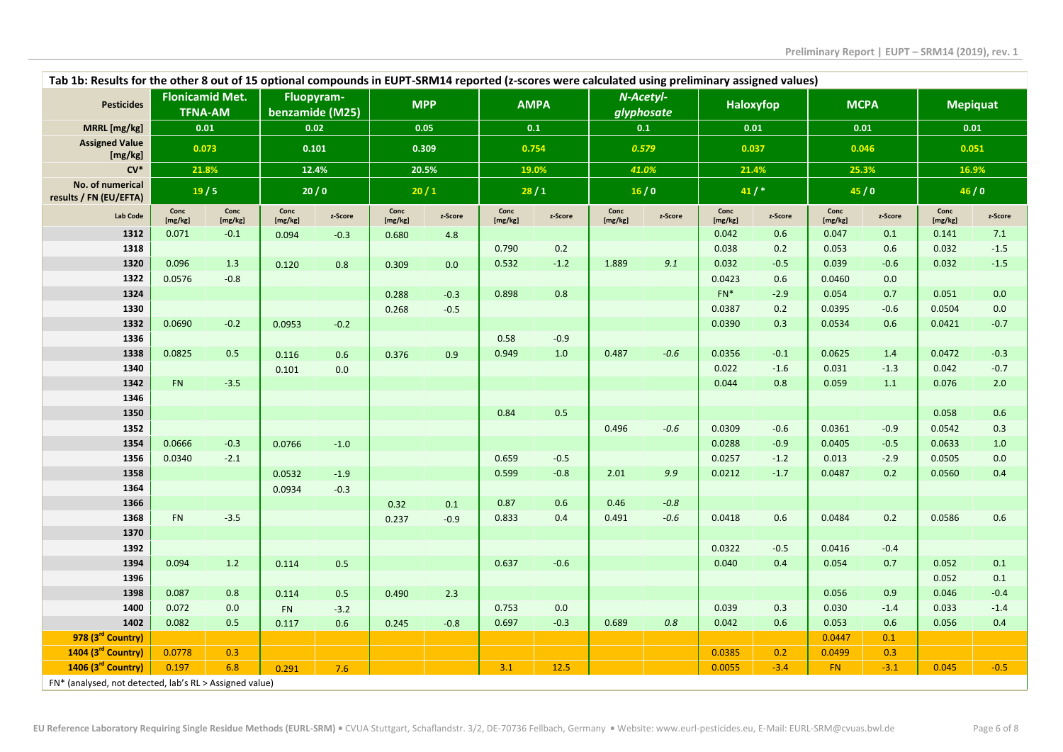**Tab 1b: Results for the other 8 out of 15 optional compounds in EUPT-SRM14 reported (z-scores were calculated using preliminary assigned values)**

| Pesticides | Flonicamid Met. TFNA-AM | | Fluopyram-benzamide (M25) | | MPP | | AMPA | | *N-Acetyl-glyphosate* | | Haloxyfop | | MCPA | | Mepiquat | |
|---|---|---|---|---|---|---|---|---|---|---|---|---|---|---|---|---|
| MRRL [mg/kg] | 0.01 | | 0.02 | | 0.05 | | 0.1 | | 0.1 | | 0.01 | | 0.01 | | 0.01 | |
| Assigned Value [mg/kg] | 0.073 | | 0.101 | | 0.309 | | 0.754 | | *0.579* | | 0.037 | | 0.046 | | 0.051 | |
| CV* | 21.8% | | 12.4% | | 20.5% | | 19.0% | | *41.0%* | | 21.4% | | 25.3% | | 16.9% | |
| No. of numerical results / FN (EU/EFTA) | 19 / 5 | | 20 / 0 | | 20 / 1 | | 28 / 1 | | 16 / 0 | | 41 / * | | 45 / 0 | | 46 / 0 | |
| Lab Code | Conc [mg/kg] | Conc [mg/kg] | Conc [mg/kg] | z-Score | Conc [mg/kg] | z-Score | Conc [mg/kg] | z-Score | Conc [mg/kg] | z-Score | Conc [mg/kg] | z-Score | Conc [mg/kg] | z-Score | Conc [mg/kg] | z-Score |
| 1312 | 0.071 | -0.1 | 0.094 | -0.3 | 0.680 | 4.8 | | | | | 0.042 | 0.6 | 0.047 | 0.1 | 0.141 | 7.1 |
| 1318 | | | | | | | 0.790 | 0.2 | | | 0.038 | 0.2 | 0.053 | 0.6 | 0.032 | -1.5 |
| 1320 | 0.096 | 1.3 | 0.120 | 0.8 | 0.309 | 0.0 | 0.532 | -1.2 | 1.889 | *9.1* | 0.032 | -0.5 | 0.039 | -0.6 | 0.032 | -1.5 |
| 1322 | 0.0576 | -0.8 | | | | | | | | | 0.0423 | 0.6 | 0.0460 | 0.0 | | |
| 1324 | | | | | 0.288 | -0.3 | 0.898 | 0.8 | | | FN* | -2.9 | 0.054 | 0.7 | 0.051 | 0.0 |
| 1330 | | | | | 0.268 | -0.5 | | | | | 0.0387 | 0.2 | 0.0395 | -0.6 | 0.0504 | 0.0 |
| 1332 | 0.0690 | -0.2 | 0.0953 | -0.2 | | | | | | | 0.0390 | 0.3 | 0.0534 | 0.6 | 0.0421 | -0.7 |
| 1336 | | | | | | | 0.58 | -0.9 | | | | | | | | |
| 1338 | 0.0825 | 0.5 | 0.116 | 0.6 | 0.376 | 0.9 | 0.949 | 1.0 | 0.487 | *-0.6* | 0.0356 | -0.1 | 0.0625 | 1.4 | 0.0472 | -0.3 |
| 1340 | | | 0.101 | 0.0 | | | | | | | 0.022 | -1.6 | 0.031 | -1.3 | 0.042 | -0.7 |
| 1342 | FN | -3.5 | | | | | | | | | 0.044 | 0.8 | 0.059 | 1.1 | 0.076 | 2.0 |
| 1346 | | | | | | | | | | | | | | | | |
| 1350 | | | | | | | 0.84 | 0.5 | | | | | | | 0.058 | 0.6 |
| 1352 | | | | | | | | | 0.496 | *-0.6* | 0.0309 | -0.6 | 0.0361 | -0.9 | 0.0542 | 0.3 |
| 1354 | 0.0666 | -0.3 | 0.0766 | -1.0 | | | | | | | 0.0288 | -0.9 | 0.0405 | -0.5 | 0.0633 | 1.0 |
| 1356 | 0.0340 | -2.1 | | | | | 0.659 | -0.5 | | | 0.0257 | -1.2 | 0.013 | -2.9 | 0.0505 | 0.0 |
| 1358 | | | 0.0532 | -1.9 | | | 0.599 | -0.8 | 2.01 | *9.9* | 0.0212 | -1.7 | 0.0487 | 0.2 | 0.0560 | 0.4 |
| 1364 | | | 0.0934 | -0.3 | | | | | | | | | | | | |
| 1366 | | | | | 0.32 | 0.1 | 0.87 | 0.6 | 0.46 | *-0.8* | | | | | | |
| 1368 | FN | -3.5 | | | 0.237 | -0.9 | 0.833 | 0.4 | 0.491 | *-0.6* | 0.0418 | 0.6 | 0.0484 | 0.2 | 0.0586 | 0.6 |
| 1370 | | | | | | | | | | | | | | | | |
| 1392 | | | | | | | | | | | 0.0322 | -0.5 | 0.0416 | -0.4 | | |
| 1394 | 0.094 | 1.2 | 0.114 | 0.5 | | | 0.637 | -0.6 | | | 0.040 | 0.4 | 0.054 | 0.7 | 0.052 | 0.1 |
| 1396 | | | | | | | | | | | | | | | 0.052 | 0.1 |
| 1398 | 0.087 | 0.8 | 0.114 | 0.5 | 0.490 | 2.3 | | | | | | | 0.056 | 0.9 | 0.046 | -0.4 |
| 1400 | 0.072 | 0.0 | FN | -3.2 | | | 0.753 | 0.0 | | | 0.039 | 0.3 | 0.030 | -1.4 | 0.033 | -1.4 |
| 1402 | 0.082 | 0.5 | 0.117 | 0.6 | 0.245 | -0.8 | 0.697 | -0.3 | 0.689 | *0.8* | 0.042 | 0.6 | 0.053 | 0.6 | 0.056 | 0.4 |
| 978 (3rd Country) | | | | | | | | | | | | | 0.0447 | 0.1 | | |
| 1404 (3rd Country) | 0.0778 | 0.3 | | | | | | | | | 0.0385 | 0.2 | 0.0499 | 0.3 | | |
| 1406 (3rd Country) | 0.197 | 6.8 | 0.291 | 7.6 | | | 3.1 | 12.5 | | | 0.0055 | -3.4 | FN | -3.1 | 0.045 | -0.5 |

FN* (analysed, not detected, lab's RL > Assigned value)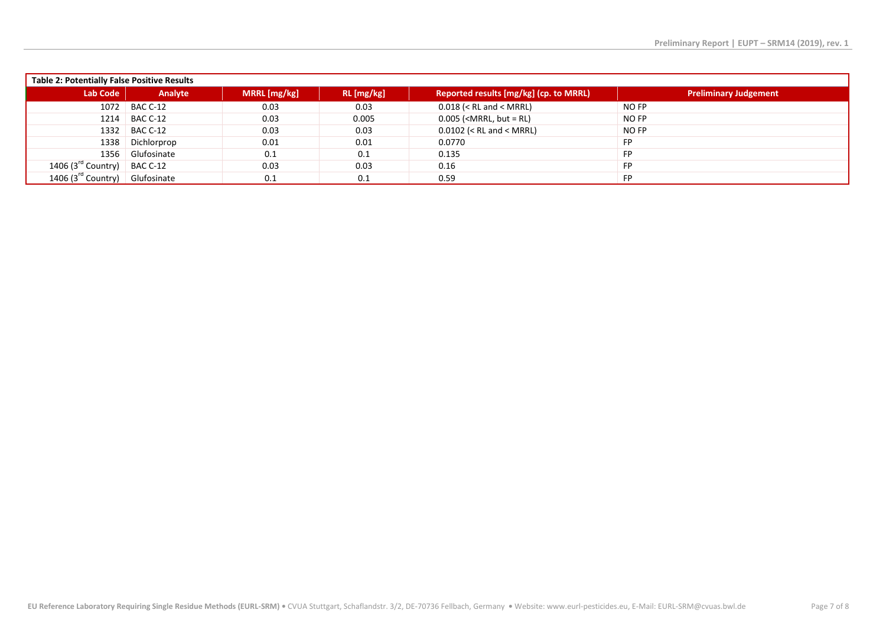**Table 2: Potentially False Positive Results**

| Lab Code | Analyte | MRRL [mg/kg] | RL [mg/kg] | Reported results [mg/kg] (cp. to MRRL) | Preliminary Judgement |
|---|---|---|---|---|---|
| 1072 | BAC C-12 | 0.03 | 0.03 | 0.018 (< RL and < MRRL) | NO FP |
| 1214 | BAC C-12 | 0.03 | 0.005 | 0.005 (<MRRL, but = RL) | NO FP |
| 1332 | BAC C-12 | 0.03 | 0.03 | 0.0102 (< RL and < MRRL) | NO FP |
| 1338 | Dichlorprop | 0.01 | 0.01 | 0.0770 | FP |
| 1356 | Glufosinate | 0.1 | 0.1 | 0.135 | FP |
| 1406 (3rd Country) | BAC C-12 | 0.03 | 0.03 | 0.16 | FP |
| 1406 (3rd Country) | Glufosinate | 0.1 | 0.1 | 0.59 | FP |